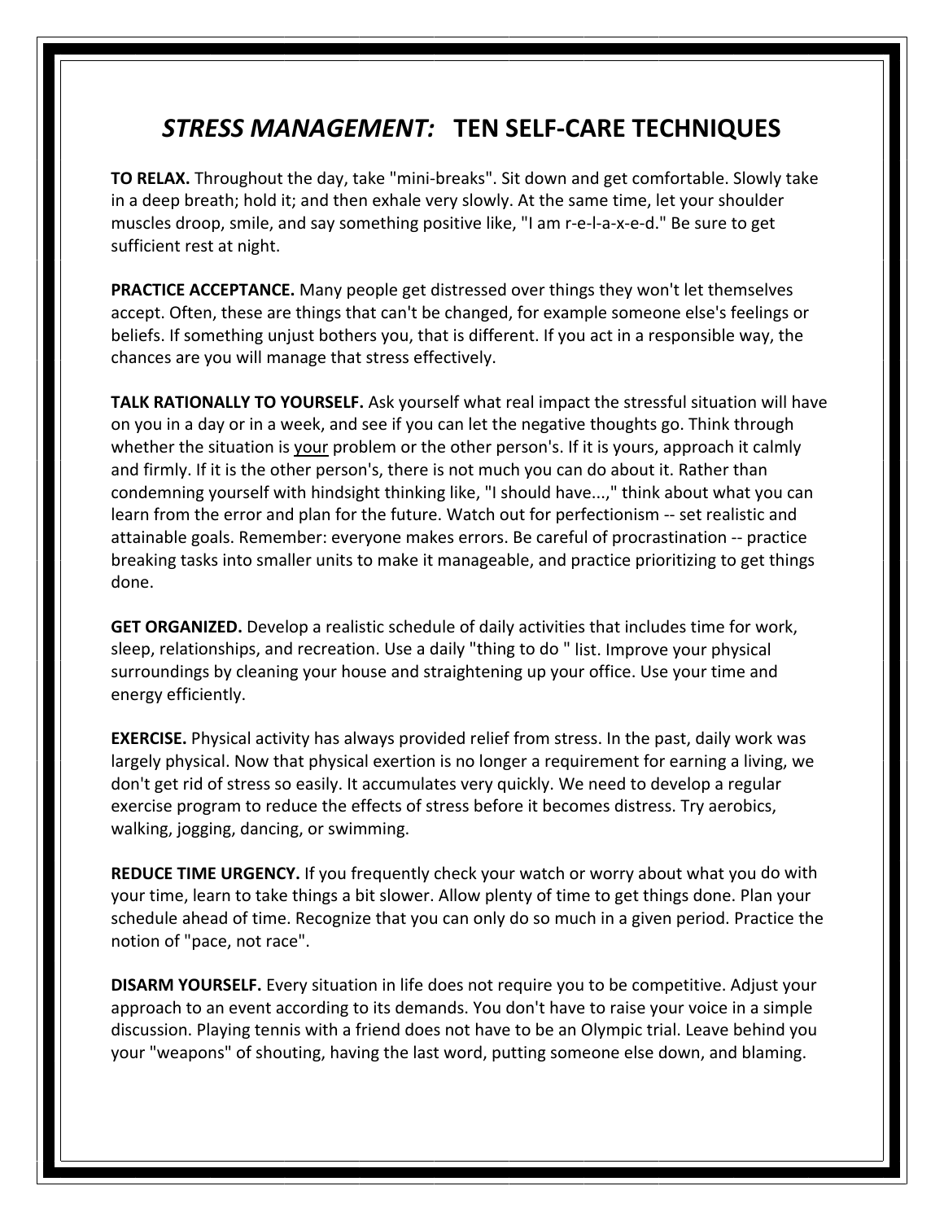# *STRESS MANAGEMENT:* TEN SELF-CARE TECHNIQUES

**TO RELAX.** Throughout the day, take "mini-breaks". Sit down and get comfortable. Slowly take in a deep breath; hold it; and then exhale very slowly. At the same time, let your shoulder muscles droop, smile, and say something positive like, "I am r-e-l-a-x-e-d." Be sure to get sufficient rest at night.

**PRACTICE ACCEPTANCE.** Many people get distressed over things they won't let themselves accept. Often, these are things that can't be changed, for example someone else's feelings or beliefs. If something unjust bothers you, that is different. If you act in a responsible way, the chances are you will manage that stress effectively.

**TALK RATIONALLY TO YOURSELF.** Ask yourself what real impact the stressful situation will have on you in a day or in a week, and see if you can let the negative thoughts go. Think through whether the situation is <u>your</u> problem or the other person's. If it is yours, approach it calmly and firmly. If it is the other person's, there is not much you can do about it. Rather than condemning yourself with hindsight thinking like, "I should have...," think about what you can learn from the error and plan for the future. Watch out for perfectionism -- set realistic and attainable goals. Remember: everyone makes errors. Be careful of procrastination -- practice breaking tasks into smaller units to make it manageable, and practice prioritizing to get things done.

**GET ORGANIZED.** Develop a realistic schedule of daily activities that includes time for work, sleep, relationships, and recreation. Use a daily "thing to do " list. Improve your physical surroundings by cleaning your house and straightening up your office. Use your time and energy efficiently.

**EXERCISE.** Physical activity has always provided relief from stress. In the past, daily work was largely physical. Now that physical exertion is no longer a requirement for earning a living, we don't get rid of stress so easily. It accumulates very quickly. We need to develop a regular exercise program to reduce the effects of stress before it becomes distress. Try aerobics, walking, jogging, dancing, or swimming.

**REDUCE TIME URGENCY.** If you frequently check your watch or worry about what you do with your time, learn to take things a bit slower. Allow plenty of time to get things done. Plan your schedule ahead of time. Recognize that you can only do so much in a given period. Practice the notion of "pace, not race".

**DISARM YOURSELF.** Every situation in life does not require you to be competitive. Adjust your approach to an event according to its demands. You don't have to raise your voice in a simple discussion. Playing tennis with a friend does not have to be an Olympic trial. Leave behind you your "weapons" of shouting, having the last word, putting someone else down, and blaming.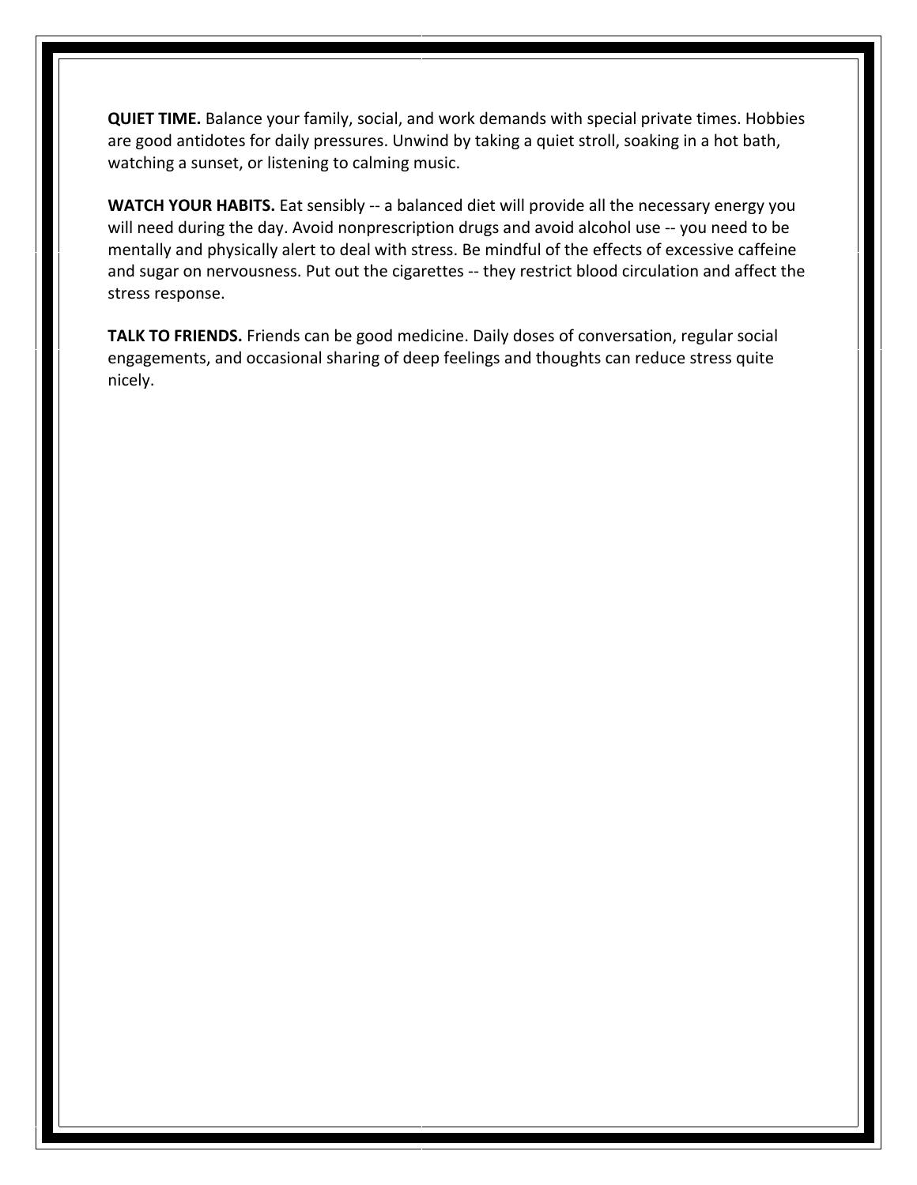**QUIET TIME.** Balance your family, social, and work demands with special private times. Hobbies are good antidotes for daily pressures. Unwind by taking a quiet stroll, soaking in a hot bath, watching a sunset, or listening to calming music.

**WATCH YOUR HABITS.** Eat sensibly -- a balanced diet will provide all the necessary energy you will need during the day. Avoid nonprescription drugs and avoid alcohol use -- you need to be mentally and physically alert to deal with stress. Be mindful of the effects of excessive caffeine and sugar on nervousness. Put out the cigarettes -- they restrict blood circulation and affect the stress response.

**TALK TO FRIENDS.** Friends can be good medicine. Daily doses of conversation, regular social engagements, and occasional sharing of deep feelings and thoughts can reduce stress quite nicely.